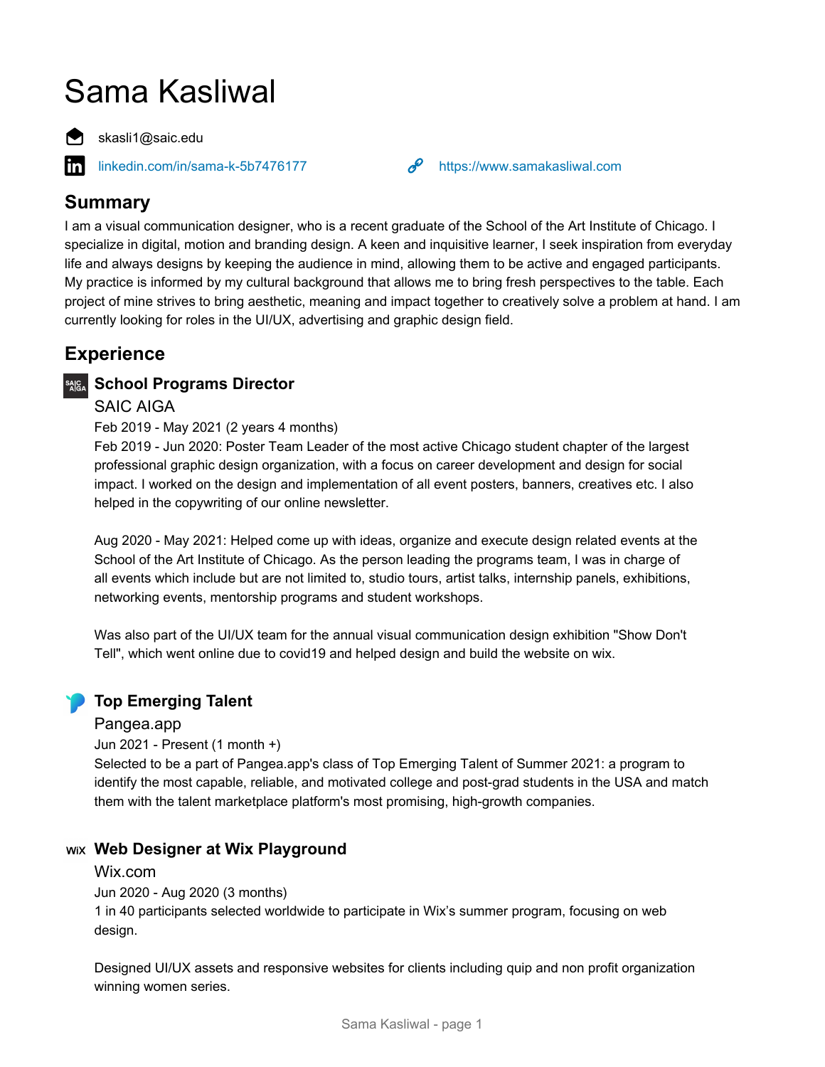# Sama Kasliwal

skasli1@saic.edu

linkedin.com/in/sama-k-5b7476177

https://www.samakasliwal.com

## Summary

I am a visual communication designer, who is a recent graduate of the School of the Art Institute of Chicago. I specialize in digital, motion and branding design. A keen and inquisitive learner, I seek inspiration from everyday life and always designs by keeping the audience in mind, allowing them to be active and engaged participants. My practice is informed by my cultural background that allows me to bring fresh perspectives to the table. Each project of mine strives to bring aesthetic, meaning and impact together to creatively solve a problem at hand. I am currently looking for roles in the UI/UX, advertising and graphic design field.

## Experience

### School Programs Director

SAIC AIGA

Feb 2019 - May 2021 (2 years 4 months)

Feb 2019 - Jun 2020: Poster Team Leader of the most active Chicago student chapter of the largest professional graphic design organization, with a focus on career development and design for social impact. I worked on the design and implementation of all event posters, banners, creatives etc. I also helped in the copywriting of our online newsletter.

Aug 2020 - May 2021: Helped come up with ideas, organize and execute design related events at the School of the Art Institute of Chicago. As the person leading the programs team, I was in charge of all events which include but are not limited to, studio tours, artist talks, internship panels, exhibitions, networking events, mentorship programs and student workshops.

Was also part of the UI/UX team for the annual visual communication design exhibition "Show Don't Tell", which went online due to covid19 and helped design and build the website on wix.

### Top Emerging Talent

Pangea.app

Jun 2021 - Present (1 month +)

Selected to be a part of Pangea.app's class of Top Emerging Talent of Summer 2021: a program to identify the most capable, reliable, and motivated college and post-grad students in the USA and match them with the talent marketplace platform's most promising, high-growth companies.

### Web Designer at Wix Playground

Wix.com

Jun 2020 - Aug 2020 (3 months)

1 in 40 participants selected worldwide to participate in Wix's summer program, focusing on web design.

Designed UI/UX assets and responsive websites for clients including quip and non profit organization winning women series.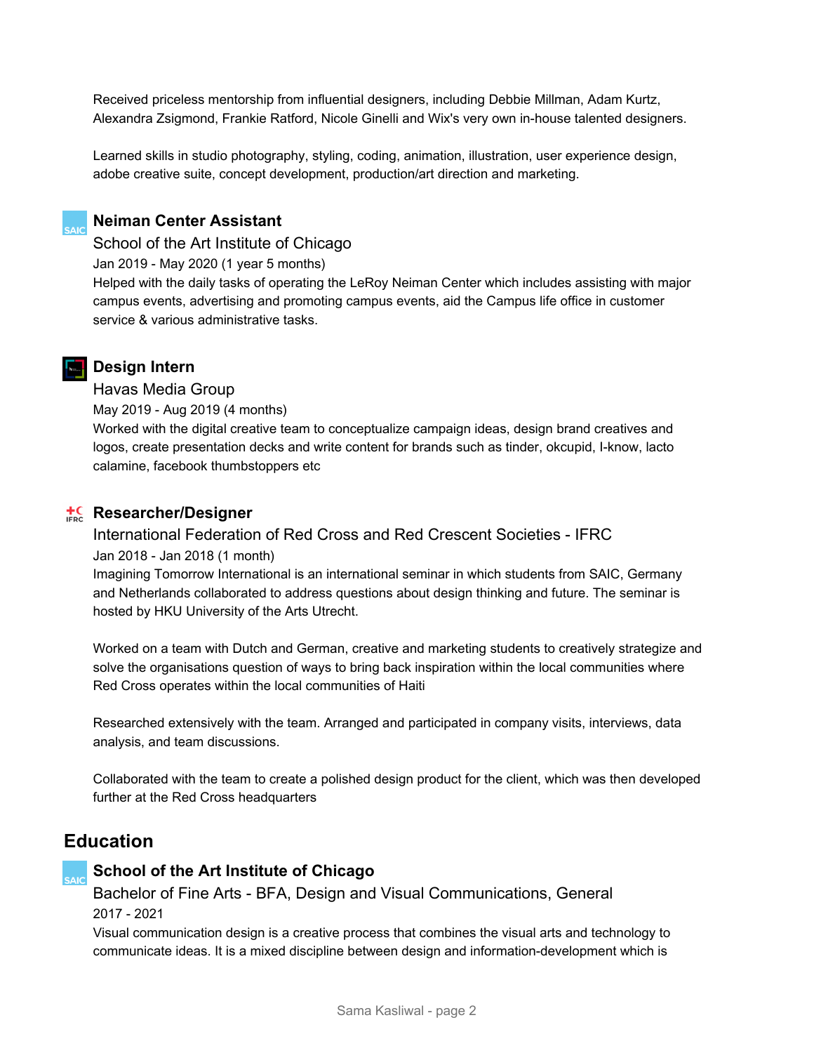Received priceless mentorship from influential designers, including Debbie Millman, Adam Kurtz, Alexandra Zsigmond, Frankie Ratford, Nicole Ginelli and Wix's very own in-house talented designers.

Learned skills in studio photography, styling, coding, animation, illustration, user experience design, adobe creative suite, concept development, production/art direction and marketing.

### Neiman Center Assistant

School of the Art Institute of Chicago

Jan 2019 - May 2020 (1 year 5 months)

Helped with the daily tasks of operating the LeRoy Neiman Center which includes assisting with major campus events, advertising and promoting campus events, aid the Campus life office in customer service & various administrative tasks.

### Design Intern

Havas Media Group

May 2019 - Aug 2019 (4 months)

Worked with the digital creative team to conceptualize campaign ideas, design brand creatives and logos, create presentation decks and write content for brands such as tinder, okcupid, I-know, lacto calamine, facebook thumbstoppers etc

### Researcher/Designer

International Federation of Red Cross and Red Crescent Societies - IFRC

Jan 2018 - Jan 2018 (1 month)

Imagining Tomorrow International is an international seminar in which students from SAIC, Germany and Netherlands collaborated to address questions about design thinking and future. The seminar is hosted by HKU University of the Arts Utrecht.

Worked on a team with Dutch and German, creative and marketing students to creatively strategize and solve the organisations question of ways to bring back inspiration within the local communities where Red Cross operates within the local communities of Haiti

Researched extensively with the team. Arranged and participated in company visits, interviews, data analysis, and team discussions.

Collaborated with the team to create a polished design product for the client, which was then developed further at the Red Cross headquarters

## Education

### School of the Art Institute of Chicago

Bachelor of Fine Arts - BFA, Design and Visual Communications, General

2017 - 2021

Visual communication design is a creative process that combines the visual arts and technology to communicate ideas. It is a mixed discipline between design and information-development which is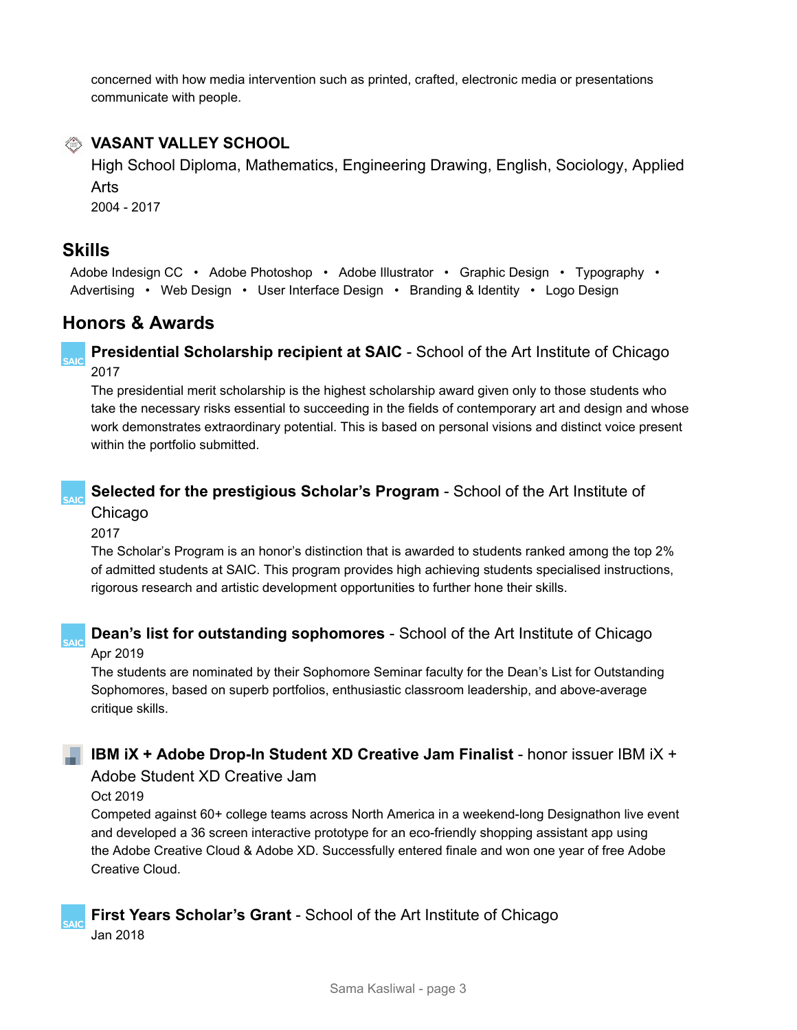concerned with how media intervention such as printed, crafted, electronic media or presentations communicate with people.

### VASANT VALLEY SCHOOL

High School Diploma, Mathematics, Engineering Drawing, English, Sociology, Applied Arts

2004 - 2017

## Skills

Adobe Indesign CC • Adobe Photoshop • Adobe Illustrator • Graphic Design • Typography • Advertising • Web Design • User Interface Design • Branding & Identity • Logo Design

## Honors & Awards

**Presidential Scholarship recipient at SAIC** - School of the Art Institute of Chicago

2017

The presidential merit scholarship is the highest scholarship award given only to those students who take the necessary risks essential to succeeding in the fields of contemporary art and design and whose work demonstrates extraordinary potential. This is based on personal visions and distinct voice present within the portfolio submitted.

**Selected for the prestigious Scholar's Program** - School of the Art Institute of Chicago

2017

The Scholar's Program is an honor's distinction that is awarded to students ranked among the top 2% of admitted students at SAIC. This program provides high achieving students specialised instructions, rigorous research and artistic development opportunities to further hone their skills.

**Dean's list for outstanding sophomores** - School of the Art Institute of Chicago

Apr 2019

The students are nominated by their Sophomore Seminar faculty for the Dean's List for Outstanding Sophomores, based on superb portfolios, enthusiastic classroom leadership, and above-average critique skills.

**IBM iX + Adobe Drop-In Student XD Creative Jam Finalist** - honor issuer IBM iX + Adobe Student XD Creative Jam

Oct 2019

Competed against 60+ college teams across North America in a weekend-long Designathon live event and developed a 36 screen interactive prototype for an eco-friendly shopping assistant app using the Adobe Creative Cloud & Adobe XD. Successfully entered finale and won one year of free Adobe Creative Cloud.

**First Years Scholar's Grant** - School of the Art Institute of Chicago

Jan 2018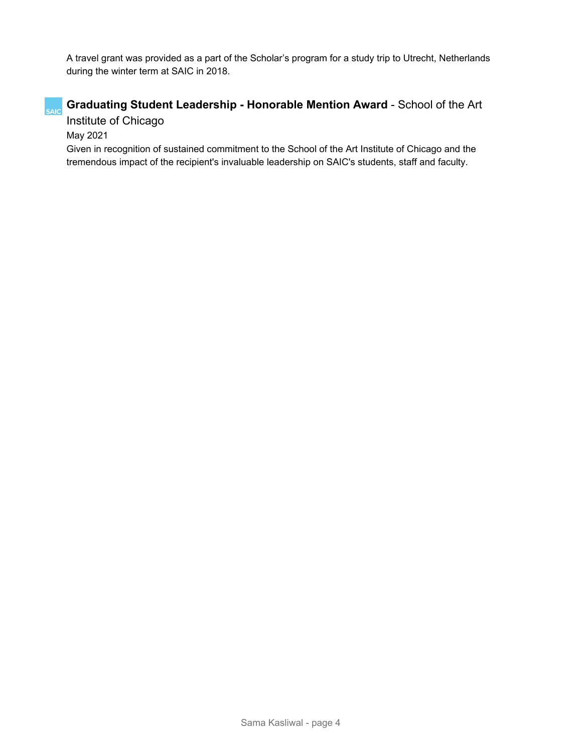A travel grant was provided as a part of the Scholar’s program for a study trip to Utrecht, Netherlands during the winter term at SAIC in 2018.

**Graduating Student Leadership - Honorable Mention Award** - School of the Art Institute of Chicago

May 2021

Given in recognition of sustained commitment to the School of the Art Institute of Chicago and the tremendous impact of the recipient's invaluable leadership on SAIC's students, staff and faculty.